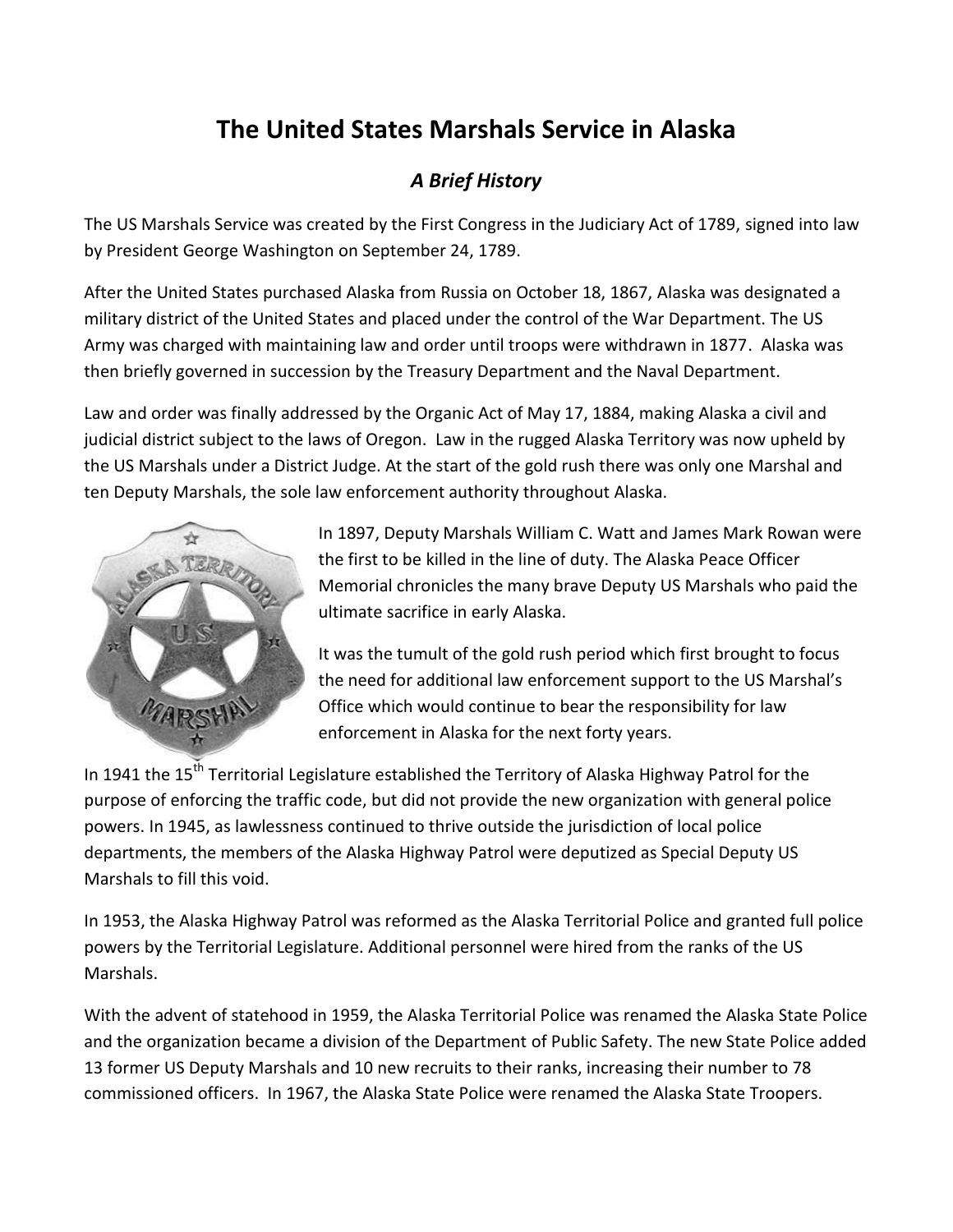# The United States Marshals Service in Alaska

## *A Brief History*

The US Marshals Service was created by the First Congress in the Judiciary Act of 1789, signed into law by President George Washington on September 24, 1789.

After the United States purchased Alaska from Russia on October 18, 1867, Alaska was designated a military district of the United States and placed under the control of the War Department. The US Army was charged with maintaining law and order until troops were withdrawn in 1877. Alaska was then briefly governed in succession by the Treasury Department and the Naval Department.

Law and order was finally addressed by the Organic Act of May 17, 1884, making Alaska a civil and judicial district subject to the laws of Oregon. Law in the rugged Alaska Territory was now upheld by the US Marshals under a District Judge. At the start of the gold rush there was only one Marshal and ten Deputy Marshals, the sole law enforcement authority throughout Alaska.

In 1897, Deputy Marshals William C. Watt and James Mark Rowan were the first to be killed in the line of duty. The Alaska Peace Officer Memorial chronicles the many brave Deputy US Marshals who paid the ultimate sacrifice in early Alaska.

It was the tumult of the gold rush period which first brought to focus the need for additional law enforcement support to the US Marshal's Office which would continue to bear the responsibility for law enforcement in Alaska for the next forty years.

In 1941 the 15th Territorial Legislature established the Territory of Alaska Highway Patrol for the purpose of enforcing the traffic code, but did not provide the new organization with general police powers. In 1945, as lawlessness continued to thrive outside the jurisdiction of local police departments, the members of the Alaska Highway Patrol were deputized as Special Deputy US Marshals to fill this void.

In 1953, the Alaska Highway Patrol was reformed as the Alaska Territorial Police and granted full police powers by the Territorial Legislature. Additional personnel were hired from the ranks of the US Marshals.

With the advent of statehood in 1959, the Alaska Territorial Police was renamed the Alaska State Police and the organization became a division of the Department of Public Safety. The new State Police added 13 former US Deputy Marshals and 10 new recruits to their ranks, increasing their number to 78 commissioned officers. In 1967, the Alaska State Police were renamed the Alaska State Troopers.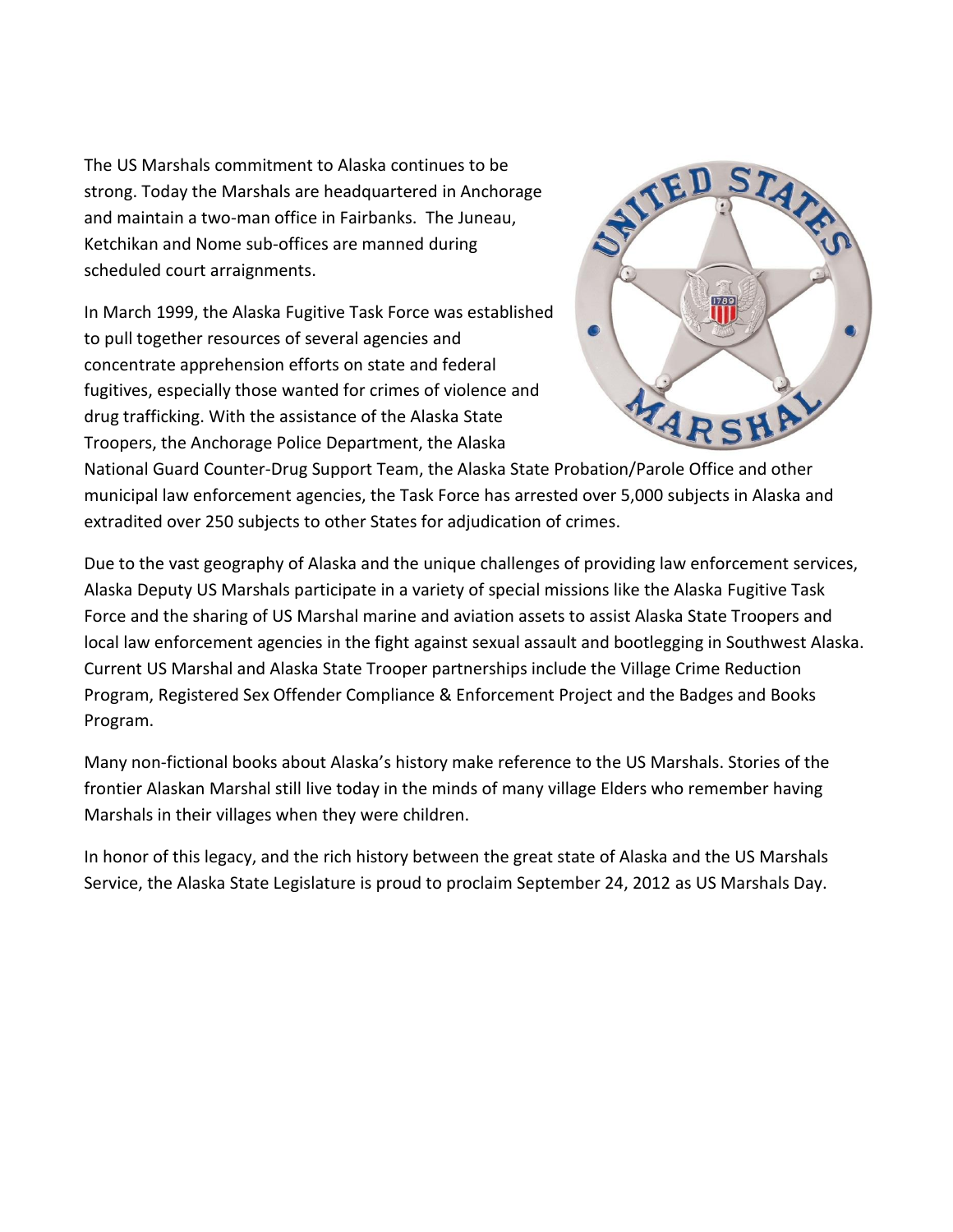The US Marshals commitment to Alaska continues to be strong. Today the Marshals are headquartered in Anchorage and maintain a two-man office in Fairbanks. The Juneau, Ketchikan and Nome sub-offices are manned during scheduled court arraignments.

In March 1999, the Alaska Fugitive Task Force was established to pull together resources of several agencies and concentrate apprehension efforts on state and federal fugitives, especially those wanted for crimes of violence and drug trafficking. With the assistance of the Alaska State Troopers, the Anchorage Police Department, the Alaska National Guard Counter-Drug Support Team, the Alaska State Probation/Parole Office and other municipal law enforcement agencies, the Task Force has arrested over 5,000 subjects in Alaska and extradited over 250 subjects to other States for adjudication of crimes.

Due to the vast geography of Alaska and the unique challenges of providing law enforcement services, Alaska Deputy US Marshals participate in a variety of special missions like the Alaska Fugitive Task Force and the sharing of US Marshal marine and aviation assets to assist Alaska State Troopers and local law enforcement agencies in the fight against sexual assault and bootlegging in Southwest Alaska. Current US Marshal and Alaska State Trooper partnerships include the Village Crime Reduction Program, Registered Sex Offender Compliance & Enforcement Project and the Badges and Books Program.

Many non-fictional books about Alaska's history make reference to the US Marshals. Stories of the frontier Alaskan Marshal still live today in the minds of many village Elders who remember having Marshals in their villages when they were children.

In honor of this legacy, and the rich history between the great state of Alaska and the US Marshals Service, the Alaska State Legislature is proud to proclaim September 24, 2012 as US Marshals Day.